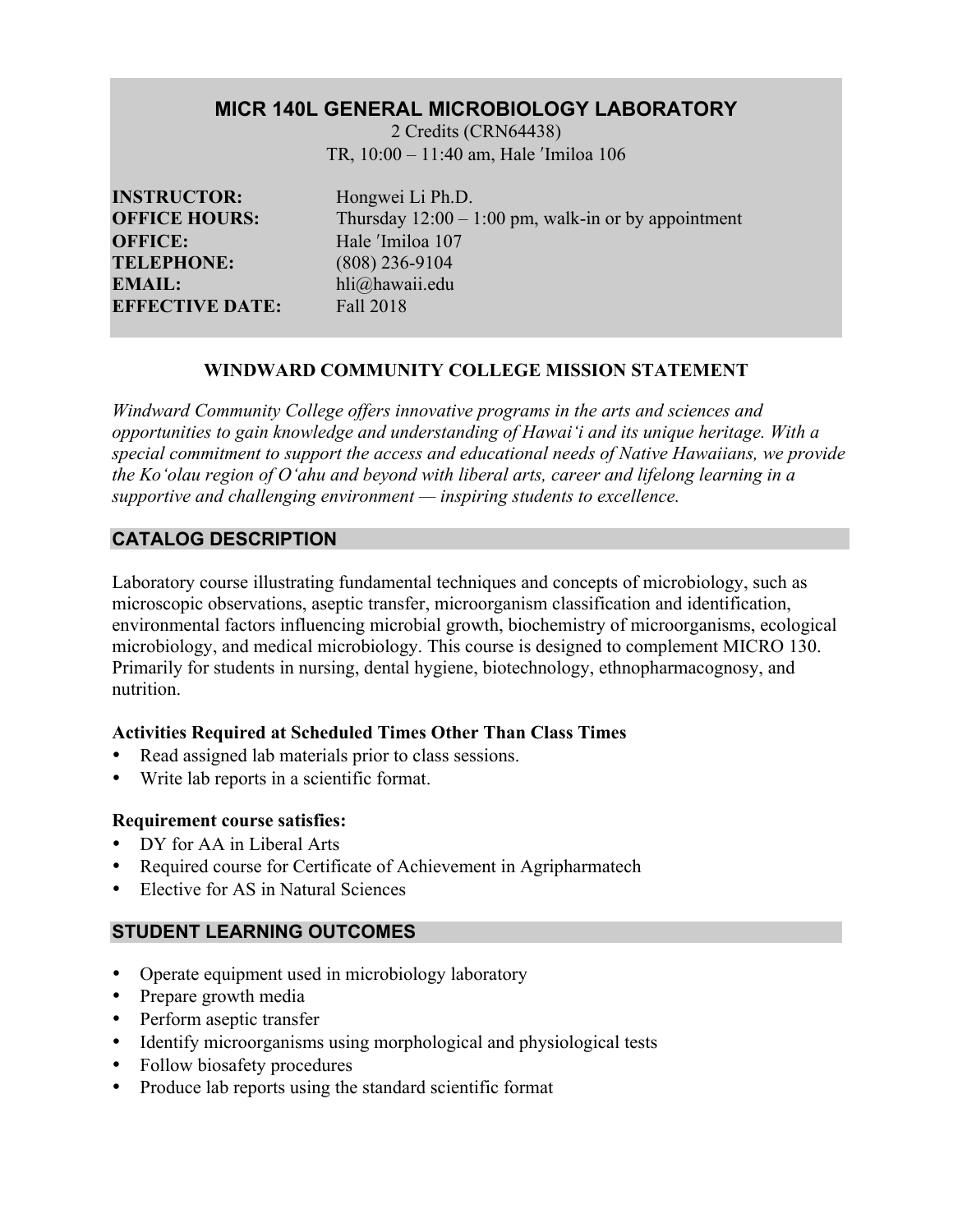# MICR 140L GENERAL MICROBIOLOGY LABORATORY

2 Credits (CRN64438)
TR, 10:00 – 11:40 am, Hale ʹImiloa 106

**INSTRUCTOR:** Hongwei Li Ph.D.
**OFFICE HOURS:** Thursday 12:00 – 1:00 pm, walk-in or by appointment
**OFFICE:** Hale ʹImiloa 107
**TELEPHONE:** (808) 236-9104
**EMAIL:** hli@hawaii.edu
**EFFECTIVE DATE:** Fall 2018

### WINDWARD COMMUNITY COLLEGE MISSION STATEMENT

*Windward Community College offers innovative programs in the arts and sciences and opportunities to gain knowledge and understanding of Hawaiʻi and its unique heritage. With a special commitment to support the access and educational needs of Native Hawaiians, we provide the Koʻolau region of Oʻahu and beyond with liberal arts, career and lifelong learning in a supportive and challenging environment — inspiring students to excellence.*

## CATALOG DESCRIPTION

Laboratory course illustrating fundamental techniques and concepts of microbiology, such as microscopic observations, aseptic transfer, microorganism classification and identification, environmental factors influencing microbial growth, biochemistry of microorganisms, ecological microbiology, and medical microbiology. This course is designed to complement MICRO 130. Primarily for students in nursing, dental hygiene, biotechnology, ethnopharmacognosy, and nutrition.

**Activities Required at Scheduled Times Other Than Class Times**

- Read assigned lab materials prior to class sessions.
- Write lab reports in a scientific format.

**Requirement course satisfies:**

- DY for AA in Liberal Arts
- Required course for Certificate of Achievement in Agripharmatech
- Elective for AS in Natural Sciences

## STUDENT LEARNING OUTCOMES

- Operate equipment used in microbiology laboratory
- Prepare growth media
- Perform aseptic transfer
- Identify microorganisms using morphological and physiological tests
- Follow biosafety procedures
- Produce lab reports using the standard scientific format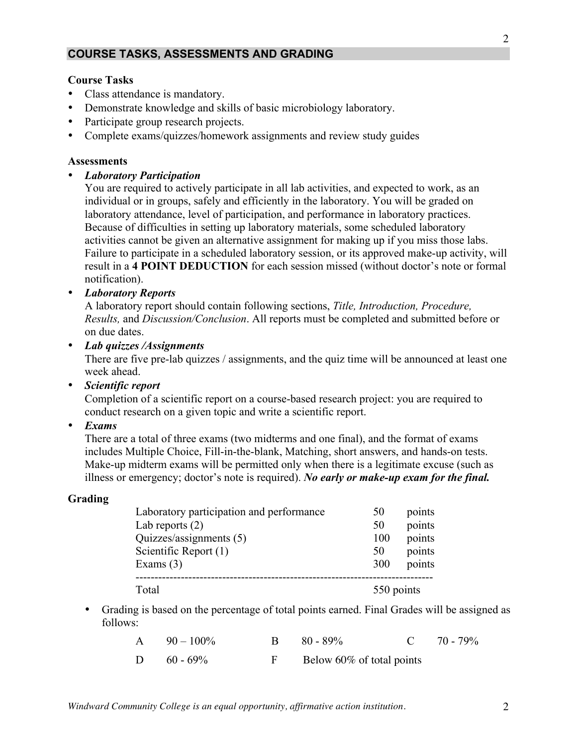## COURSE TASKS, ASSESSMENTS AND GRADING

### Course Tasks

- Class attendance is mandatory.
- Demonstrate knowledge and skills of basic microbiology laboratory.
- Participate group research projects.
- Complete exams/quizzes/homework assignments and review study guides

### Assessments

- ***Laboratory Participation***
  You are required to actively participate in all lab activities, and expected to work, as an individual or in groups, safely and efficiently in the laboratory. You will be graded on laboratory attendance, level of participation, and performance in laboratory practices. Because of difficulties in setting up laboratory materials, some scheduled laboratory activities cannot be given an alternative assignment for making up if you miss those labs. Failure to participate in a scheduled laboratory session, or its approved make-up activity, will result in a **4 POINT DEDUCTION** for each session missed (without doctor's note or formal notification).
- ***Laboratory Reports***
  A laboratory report should contain following sections, *Title, Introduction, Procedure, Results,* and *Discussion/Conclusion*. All reports must be completed and submitted before or on due dates.
- ***Lab quizzes /Assignments***
  There are five pre-lab quizzes / assignments, and the quiz time will be announced at least one week ahead.
- ***Scientific report***
  Completion of a scientific report on a course-based research project: you are required to conduct research on a given topic and write a scientific report.
- ***Exams***
  There are a total of three exams (two midterms and one final), and the format of exams includes Multiple Choice, Fill-in-the-blank, Matching, short answers, and hands-on tests. Make-up midterm exams will be permitted only when there is a legitimate excuse (such as illness or emergency; doctor's note is required). ***No early or make-up exam for the final.***

### Grading

| | | |
|---|---|---|
| Laboratory participation and performance | 50 | points |
| Lab reports (2) | 50 | points |
| Quizzes/assignments (5) | 100 | points |
| Scientific Report (1) | 50 | points |
| Exams (3) | 300 | points |
| Total | 550 points | |

- Grading is based on the percentage of total points earned. Final Grades will be assigned as follows:

| | | | | | |
|---|---|---|---|---|---|
| A | 90 – 100% | B | 80 - 89% | C | 70 - 79% |
| D | 60 - 69% | F | Below 60% of total points | | |

*Windward Community College is an equal opportunity, affirmative action institution.*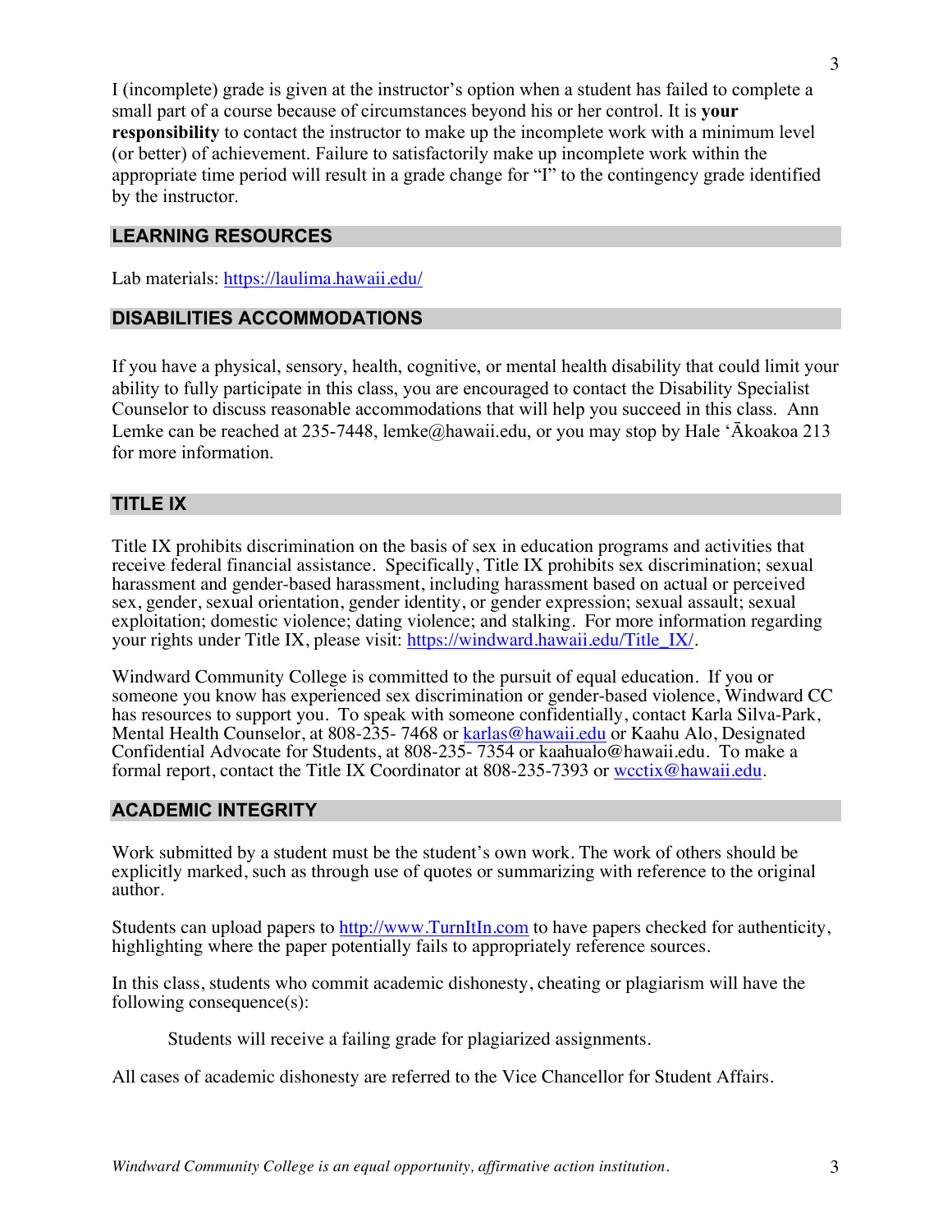I (incomplete) grade is given at the instructor's option when a student has failed to complete a small part of a course because of circumstances beyond his or her control. It is **your responsibility** to contact the instructor to make up the incomplete work with a minimum level (or better) of achievement. Failure to satisfactorily make up incomplete work within the appropriate time period will result in a grade change for "I" to the contingency grade identified by the instructor.

## LEARNING RESOURCES

Lab materials: https://laulima.hawaii.edu/

## DISABILITIES ACCOMMODATIONS

If you have a physical, sensory, health, cognitive, or mental health disability that could limit your ability to fully participate in this class, you are encouraged to contact the Disability Specialist Counselor to discuss reasonable accommodations that will help you succeed in this class. Ann Lemke can be reached at 235-7448, lemke@hawaii.edu, or you may stop by Hale ʻĀkoakoa 213 for more information.

## TITLE IX

Title IX prohibits discrimination on the basis of sex in education programs and activities that receive federal financial assistance. Specifically, Title IX prohibits sex discrimination; sexual harassment and gender-based harassment, including harassment based on actual or perceived sex, gender, sexual orientation, gender identity, or gender expression; sexual assault; sexual exploitation; domestic violence; dating violence; and stalking. For more information regarding your rights under Title IX, please visit: https://windward.hawaii.edu/Title_IX/.

Windward Community College is committed to the pursuit of equal education. If you or someone you know has experienced sex discrimination or gender-based violence, Windward CC has resources to support you. To speak with someone confidentially, contact Karla Silva-Park, Mental Health Counselor, at 808-235- 7468 or karlas@hawaii.edu or Kaahu Alo, Designated Confidential Advocate for Students, at 808-235- 7354 or kaahualo@hawaii.edu. To make a formal report, contact the Title IX Coordinator at 808-235-7393 or wcctix@hawaii.edu.

## ACADEMIC INTEGRITY

Work submitted by a student must be the student's own work. The work of others should be explicitly marked, such as through use of quotes or summarizing with reference to the original author.

Students can upload papers to http://www.TurnItIn.com to have papers checked for authenticity, highlighting where the paper potentially fails to appropriately reference sources.

In this class, students who commit academic dishonesty, cheating or plagiarism will have the following consequence(s):

> Students will receive a failing grade for plagiarized assignments.

All cases of academic dishonesty are referred to the Vice Chancellor for Student Affairs.

*Windward Community College is an equal opportunity, affirmative action institution.*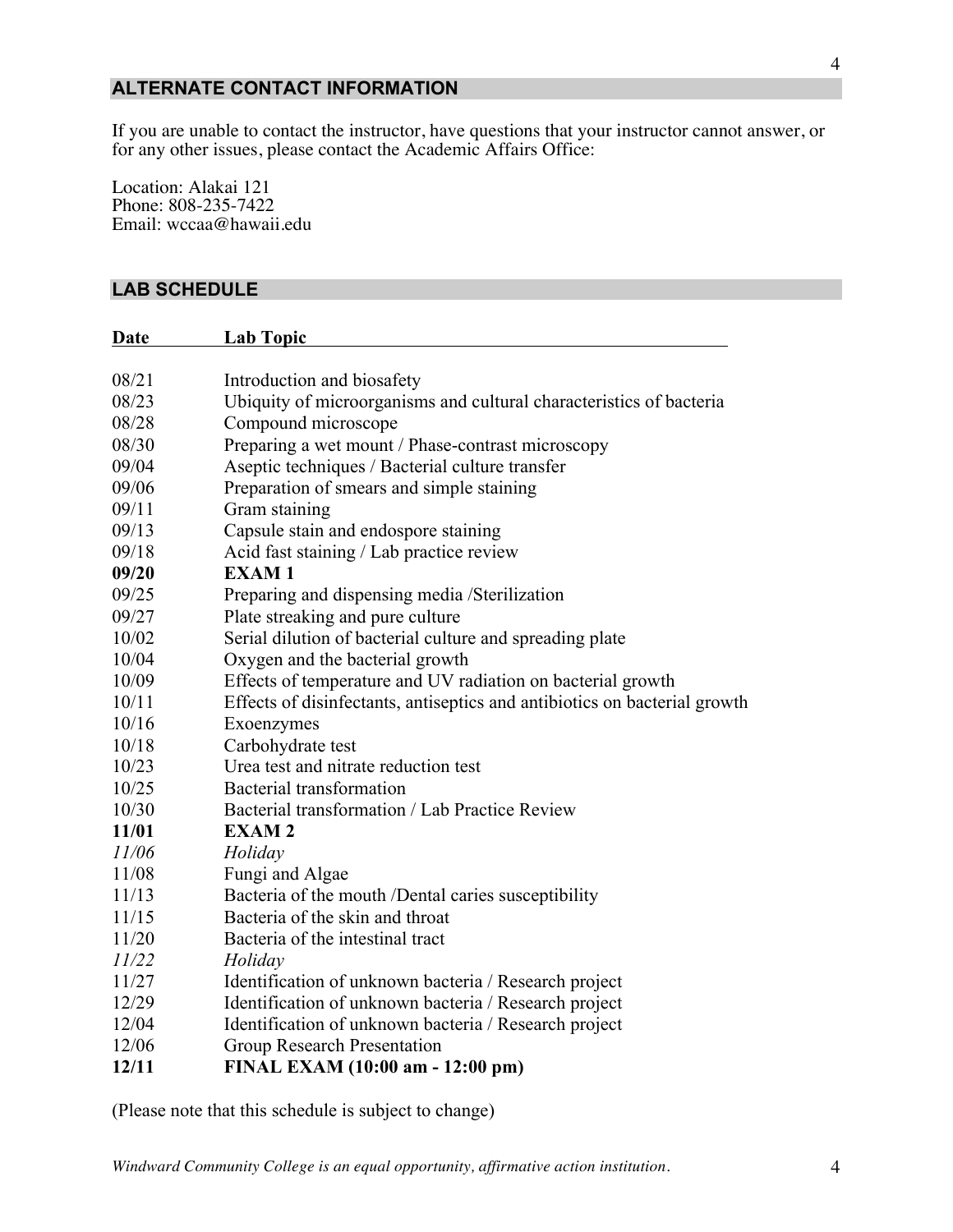## ALTERNATE CONTACT INFORMATION

If you are unable to contact the instructor, have questions that your instructor cannot answer, or for any other issues, please contact the Academic Affairs Office:

Location: Alakai 121
Phone: 808-235-7422
Email: wccaa@hawaii.edu

## LAB SCHEDULE

| Date | Lab Topic |
|---|---|
| 08/21 | Introduction and biosafety |
| 08/23 | Ubiquity of microorganisms and cultural characteristics of bacteria |
| 08/28 | Compound microscope |
| 08/30 | Preparing a wet mount / Phase-contrast microscopy |
| 09/04 | Aseptic techniques / Bacterial culture transfer |
| 09/06 | Preparation of smears and simple staining |
| 09/11 | Gram staining |
| 09/13 | Capsule stain and endospore staining |
| 09/18 | Acid fast staining / Lab practice review |
| **09/20** | **EXAM 1** |
| 09/25 | Preparing and dispensing media /Sterilization |
| 09/27 | Plate streaking and pure culture |
| 10/02 | Serial dilution of bacterial culture and spreading plate |
| 10/04 | Oxygen and the bacterial growth |
| 10/09 | Effects of temperature and UV radiation on bacterial growth |
| 10/11 | Effects of disinfectants, antiseptics and antibiotics on bacterial growth |
| 10/16 | Exoenzymes |
| 10/18 | Carbohydrate test |
| 10/23 | Urea test and nitrate reduction test |
| 10/25 | Bacterial transformation |
| 10/30 | Bacterial transformation / Lab Practice Review |
| **11/01** | **EXAM 2** |
| *11/06* | *Holiday* |
| 11/08 | Fungi and Algae |
| 11/13 | Bacteria of the mouth /Dental caries susceptibility |
| 11/15 | Bacteria of the skin and throat |
| 11/20 | Bacteria of the intestinal tract |
| *11/22* | *Holiday* |
| 11/27 | Identification of unknown bacteria / Research project |
| 12/29 | Identification of unknown bacteria / Research project |
| 12/04 | Identification of unknown bacteria / Research project |
| 12/06 | Group Research Presentation |
| **12/11** | **FINAL EXAM (10:00 am - 12:00 pm)** |

(Please note that this schedule is subject to change)

*Windward Community College is an equal opportunity, affirmative action institution.*